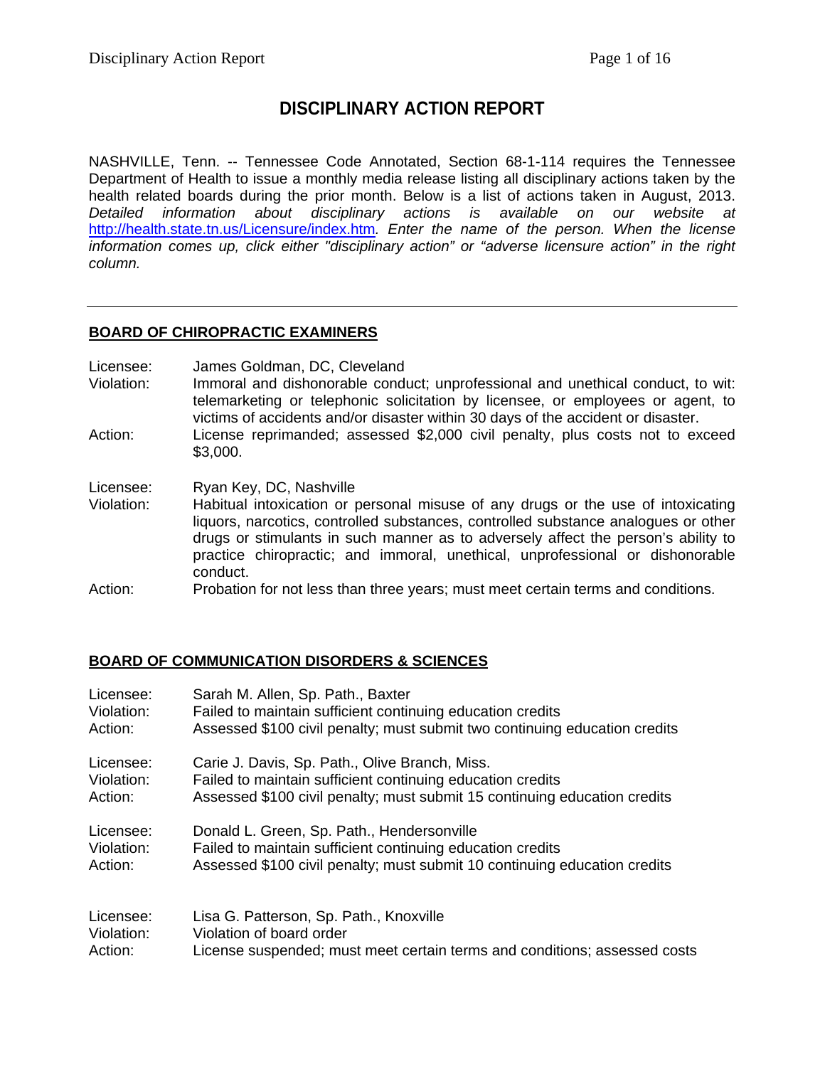# DISCIPLINARY ACTION REPORT

NASHVILLE, Tenn. -- Tennessee Code Annotated, Section 68-1-114 requires the Tennessee Department of Health to issue a monthly media release listing all disciplinary actions taken by the health related boards during the prior month. Below is a list of actions taken in August, 2013. *Detailed information about disciplinary actions is available on our website at* http://health.state.tn.us/Licensure/index.htm. *Enter the name of the person. When the license information comes up, click either "disciplinary action" or "adverse licensure action" in the right column.*

---

## BOARD OF CHIROPRACTIC EXAMINERS

Licensee: James Goldman, DC, Cleveland
Violation: Immoral and dishonorable conduct; unprofessional and unethical conduct, to wit: telemarketing or telephonic solicitation by licensee, or employees or agent, to victims of accidents and/or disaster within 30 days of the accident or disaster.
Action: License reprimanded; assessed $2,000 civil penalty, plus costs not to exceed $3,000.

Licensee: Ryan Key, DC, Nashville
Violation: Habitual intoxication or personal misuse of any drugs or the use of intoxicating liquors, narcotics, controlled substances, controlled substance analogues or other drugs or stimulants in such manner as to adversely affect the person's ability to practice chiropractic; and immoral, unethical, unprofessional or dishonorable conduct.
Action: Probation for not less than three years; must meet certain terms and conditions.

## BOARD OF COMMUNICATION DISORDERS & SCIENCES

Licensee: Sarah M. Allen, Sp. Path., Baxter
Violation: Failed to maintain sufficient continuing education credits
Action: Assessed $100 civil penalty; must submit two continuing education credits

Licensee: Carie J. Davis, Sp. Path., Olive Branch, Miss.
Violation: Failed to maintain sufficient continuing education credits
Action: Assessed $100 civil penalty; must submit 15 continuing education credits

Licensee: Donald L. Green, Sp. Path., Hendersonville
Violation: Failed to maintain sufficient continuing education credits
Action: Assessed $100 civil penalty; must submit 10 continuing education credits

Licensee: Lisa G. Patterson, Sp. Path., Knoxville
Violation: Violation of board order
Action: License suspended; must meet certain terms and conditions; assessed costs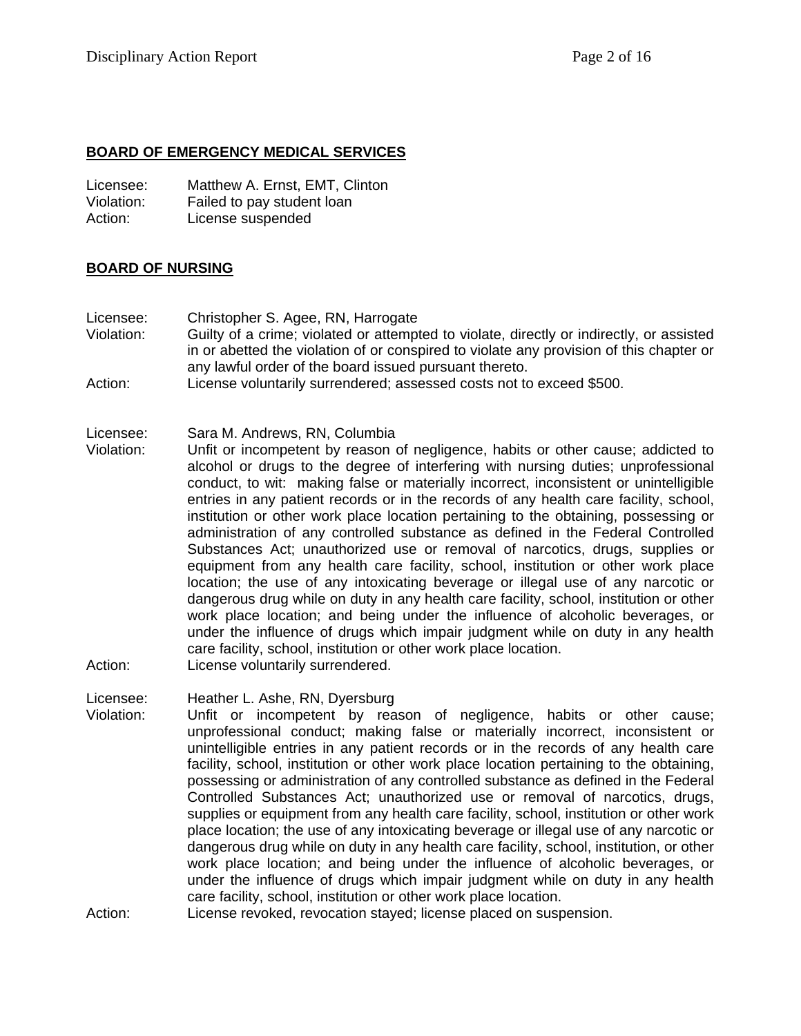**BOARD OF EMERGENCY MEDICAL SERVICES**

Licensee: Matthew A. Ernst, EMT, Clinton
Violation: Failed to pay student loan
Action: License suspended

**BOARD OF NURSING**

Licensee: Christopher S. Agee, RN, Harrogate
Violation: Guilty of a crime; violated or attempted to violate, directly or indirectly, or assisted in or abetted the violation of or conspired to violate any provision of this chapter or any lawful order of the board issued pursuant thereto.
Action: License voluntarily surrendered; assessed costs not to exceed $500.

Licensee: Sara M. Andrews, RN, Columbia
Violation: Unfit or incompetent by reason of negligence, habits or other cause; addicted to alcohol or drugs to the degree of interfering with nursing duties; unprofessional conduct, to wit: making false or materially incorrect, inconsistent or unintelligible entries in any patient records or in the records of any health care facility, school, institution or other work place location pertaining to the obtaining, possessing or administration of any controlled substance as defined in the Federal Controlled Substances Act; unauthorized use or removal of narcotics, drugs, supplies or equipment from any health care facility, school, institution or other work place location; the use of any intoxicating beverage or illegal use of any narcotic or dangerous drug while on duty in any health care facility, school, institution or other work place location; and being under the influence of alcoholic beverages, or under the influence of drugs which impair judgment while on duty in any health care facility, school, institution or other work place location.
Action: License voluntarily surrendered.

Licensee: Heather L. Ashe, RN, Dyersburg
Violation: Unfit or incompetent by reason of negligence, habits or other cause; unprofessional conduct; making false or materially incorrect, inconsistent or unintelligible entries in any patient records or in the records of any health care facility, school, institution or other work place location pertaining to the obtaining, possessing or administration of any controlled substance as defined in the Federal Controlled Substances Act; unauthorized use or removal of narcotics, drugs, supplies or equipment from any health care facility, school, institution or other work place location; the use of any intoxicating beverage or illegal use of any narcotic or dangerous drug while on duty in any health care facility, school, institution, or other work place location; and being under the influence of alcoholic beverages, or under the influence of drugs which impair judgment while on duty in any health care facility, school, institution or other work place location.
Action: License revoked, revocation stayed; license placed on suspension.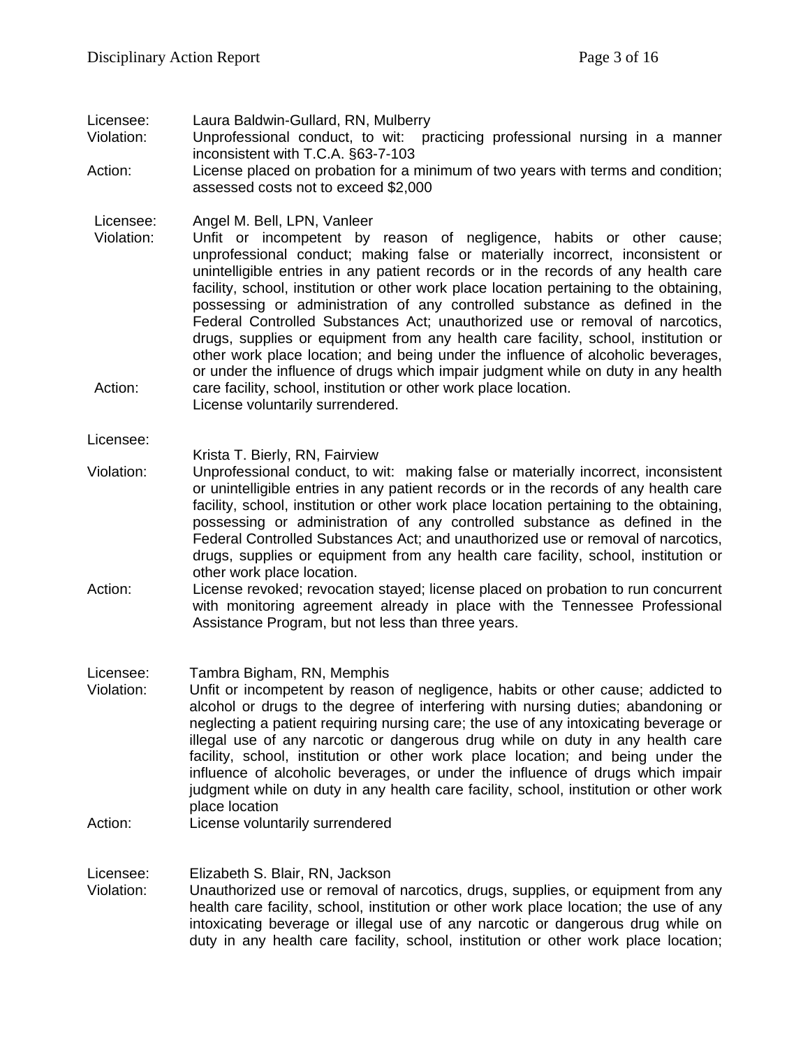Licensee: Laura Baldwin-Gullard, RN, Mulberry
Violation: Unprofessional conduct, to wit: practicing professional nursing in a manner inconsistent with T.C.A. §63-7-103
Action: License placed on probation for a minimum of two years with terms and condition; assessed costs not to exceed $2,000

Licensee: Angel M. Bell, LPN, Vanleer
Violation: Unfit or incompetent by reason of negligence, habits or other cause; unprofessional conduct; making false or materially incorrect, inconsistent or unintelligible entries in any patient records or in the records of any health care facility, school, institution or other work place location pertaining to the obtaining, possessing or administration of any controlled substance as defined in the Federal Controlled Substances Act; unauthorized use or removal of narcotics, drugs, supplies or equipment from any health care facility, school, institution or other work place location; and being under the influence of alcoholic beverages, or under the influence of drugs which impair judgment while on duty in any health care facility, school, institution or other work place location.
Action: License voluntarily surrendered.

Licensee: Krista T. Bierly, RN, Fairview
Violation: Unprofessional conduct, to wit: making false or materially incorrect, inconsistent or unintelligible entries in any patient records or in the records of any health care facility, school, institution or other work place location pertaining to the obtaining, possessing or administration of any controlled substance as defined in the Federal Controlled Substances Act; and unauthorized use or removal of narcotics, drugs, supplies or equipment from any health care facility, school, institution or other work place location.
Action: License revoked; revocation stayed; license placed on probation to run concurrent with monitoring agreement already in place with the Tennessee Professional Assistance Program, but not less than three years.

Licensee: Tambra Bigham, RN, Memphis
Violation: Unfit or incompetent by reason of negligence, habits or other cause; addicted to alcohol or drugs to the degree of interfering with nursing duties; abandoning or neglecting a patient requiring nursing care; the use of any intoxicating beverage or illegal use of any narcotic or dangerous drug while on duty in any health care facility, school, institution or other work place location; and being under the influence of alcoholic beverages, or under the influence of drugs which impair judgment while on duty in any health care facility, school, institution or other work place location
Action: License voluntarily surrendered

Licensee: Elizabeth S. Blair, RN, Jackson
Violation: Unauthorized use or removal of narcotics, drugs, supplies, or equipment from any health care facility, school, institution or other work place location; the use of any intoxicating beverage or illegal use of any narcotic or dangerous drug while on duty in any health care facility, school, institution or other work place location;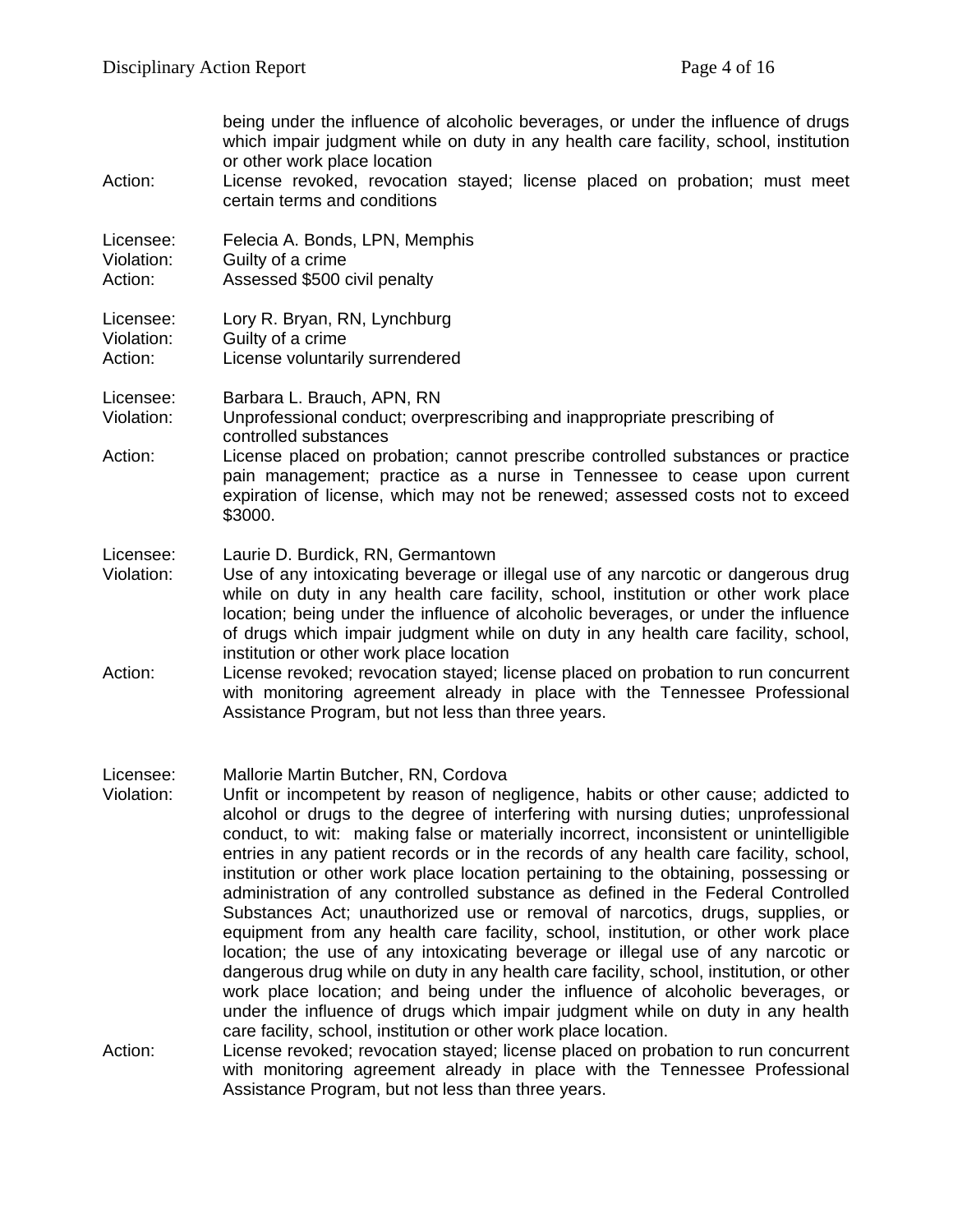being under the influence of alcoholic beverages, or under the influence of drugs which impair judgment while on duty in any health care facility, school, institution or other work place location

Action: License revoked, revocation stayed; license placed on probation; must meet certain terms and conditions

Licensee: Felecia A. Bonds, LPN, Memphis
Violation: Guilty of a crime
Action: Assessed $500 civil penalty

Licensee: Lory R. Bryan, RN, Lynchburg
Violation: Guilty of a crime
Action: License voluntarily surrendered

Licensee: Barbara L. Brauch, APN, RN
Violation: Unprofessional conduct; overprescribing and inappropriate prescribing of controlled substances
Action: License placed on probation; cannot prescribe controlled substances or practice pain management; practice as a nurse in Tennessee to cease upon current expiration of license, which may not be renewed; assessed costs not to exceed $3000.

Licensee: Laurie D. Burdick, RN, Germantown
Violation: Use of any intoxicating beverage or illegal use of any narcotic or dangerous drug while on duty in any health care facility, school, institution or other work place location; being under the influence of alcoholic beverages, or under the influence of drugs which impair judgment while on duty in any health care facility, school, institution or other work place location
Action: License revoked; revocation stayed; license placed on probation to run concurrent with monitoring agreement already in place with the Tennessee Professional Assistance Program, but not less than three years.

Licensee: Mallorie Martin Butcher, RN, Cordova
Violation: Unfit or incompetent by reason of negligence, habits or other cause; addicted to alcohol or drugs to the degree of interfering with nursing duties; unprofessional conduct, to wit: making false or materially incorrect, inconsistent or unintelligible entries in any patient records or in the records of any health care facility, school, institution or other work place location pertaining to the obtaining, possessing or administration of any controlled substance as defined in the Federal Controlled Substances Act; unauthorized use or removal of narcotics, drugs, supplies, or equipment from any health care facility, school, institution, or other work place location; the use of any intoxicating beverage or illegal use of any narcotic or dangerous drug while on duty in any health care facility, school, institution, or other work place location; and being under the influence of alcoholic beverages, or under the influence of drugs which impair judgment while on duty in any health care facility, school, institution or other work place location.
Action: License revoked; revocation stayed; license placed on probation to run concurrent with monitoring agreement already in place with the Tennessee Professional Assistance Program, but not less than three years.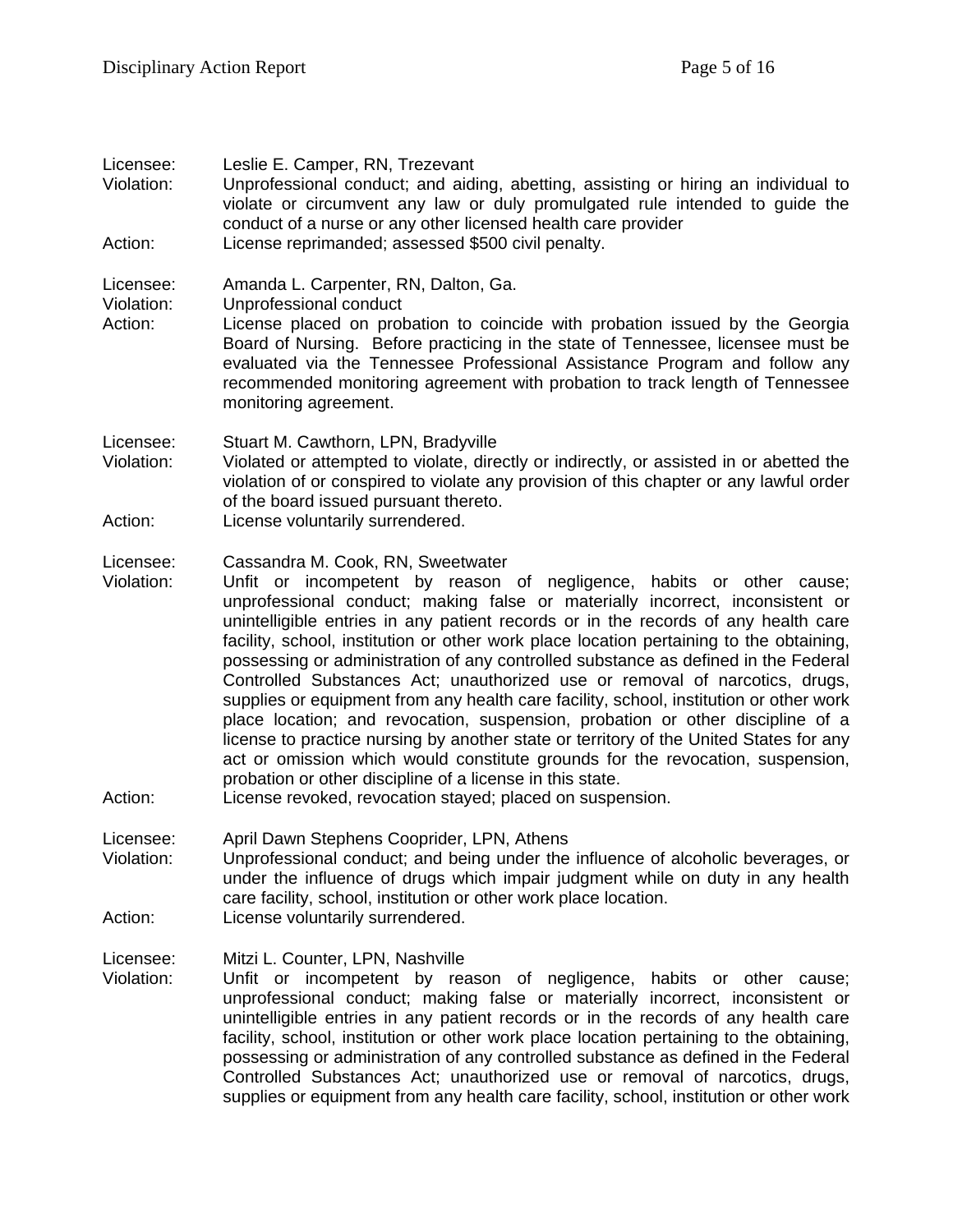Licensee: Leslie E. Camper, RN, Trezevant
Violation: Unprofessional conduct; and aiding, abetting, assisting or hiring an individual to violate or circumvent any law or duly promulgated rule intended to guide the conduct of a nurse or any other licensed health care provider
Action: License reprimanded; assessed $500 civil penalty.

Licensee: Amanda L. Carpenter, RN, Dalton, Ga.
Violation: Unprofessional conduct
Action: License placed on probation to coincide with probation issued by the Georgia Board of Nursing. Before practicing in the state of Tennessee, licensee must be evaluated via the Tennessee Professional Assistance Program and follow any recommended monitoring agreement with probation to track length of Tennessee monitoring agreement.

Licensee: Stuart M. Cawthorn, LPN, Bradyville
Violation: Violated or attempted to violate, directly or indirectly, or assisted in or abetted the violation of or conspired to violate any provision of this chapter or any lawful order of the board issued pursuant thereto.
Action: License voluntarily surrendered.

Licensee: Cassandra M. Cook, RN, Sweetwater
Violation: Unfit or incompetent by reason of negligence, habits or other cause; unprofessional conduct; making false or materially incorrect, inconsistent or unintelligible entries in any patient records or in the records of any health care facility, school, institution or other work place location pertaining to the obtaining, possessing or administration of any controlled substance as defined in the Federal Controlled Substances Act; unauthorized use or removal of narcotics, drugs, supplies or equipment from any health care facility, school, institution or other work place location; and revocation, suspension, probation or other discipline of a license to practice nursing by another state or territory of the United States for any act or omission which would constitute grounds for the revocation, suspension, probation or other discipline of a license in this state.
Action: License revoked, revocation stayed; placed on suspension.

Licensee: April Dawn Stephens Cooprider, LPN, Athens
Violation: Unprofessional conduct; and being under the influence of alcoholic beverages, or under the influence of drugs which impair judgment while on duty in any health care facility, school, institution or other work place location.
Action: License voluntarily surrendered.

Licensee: Mitzi L. Counter, LPN, Nashville
Violation: Unfit or incompetent by reason of negligence, habits or other cause; unprofessional conduct; making false or materially incorrect, inconsistent or unintelligible entries in any patient records or in the records of any health care facility, school, institution or other work place location pertaining to the obtaining, possessing or administration of any controlled substance as defined in the Federal Controlled Substances Act; unauthorized use or removal of narcotics, drugs, supplies or equipment from any health care facility, school, institution or other work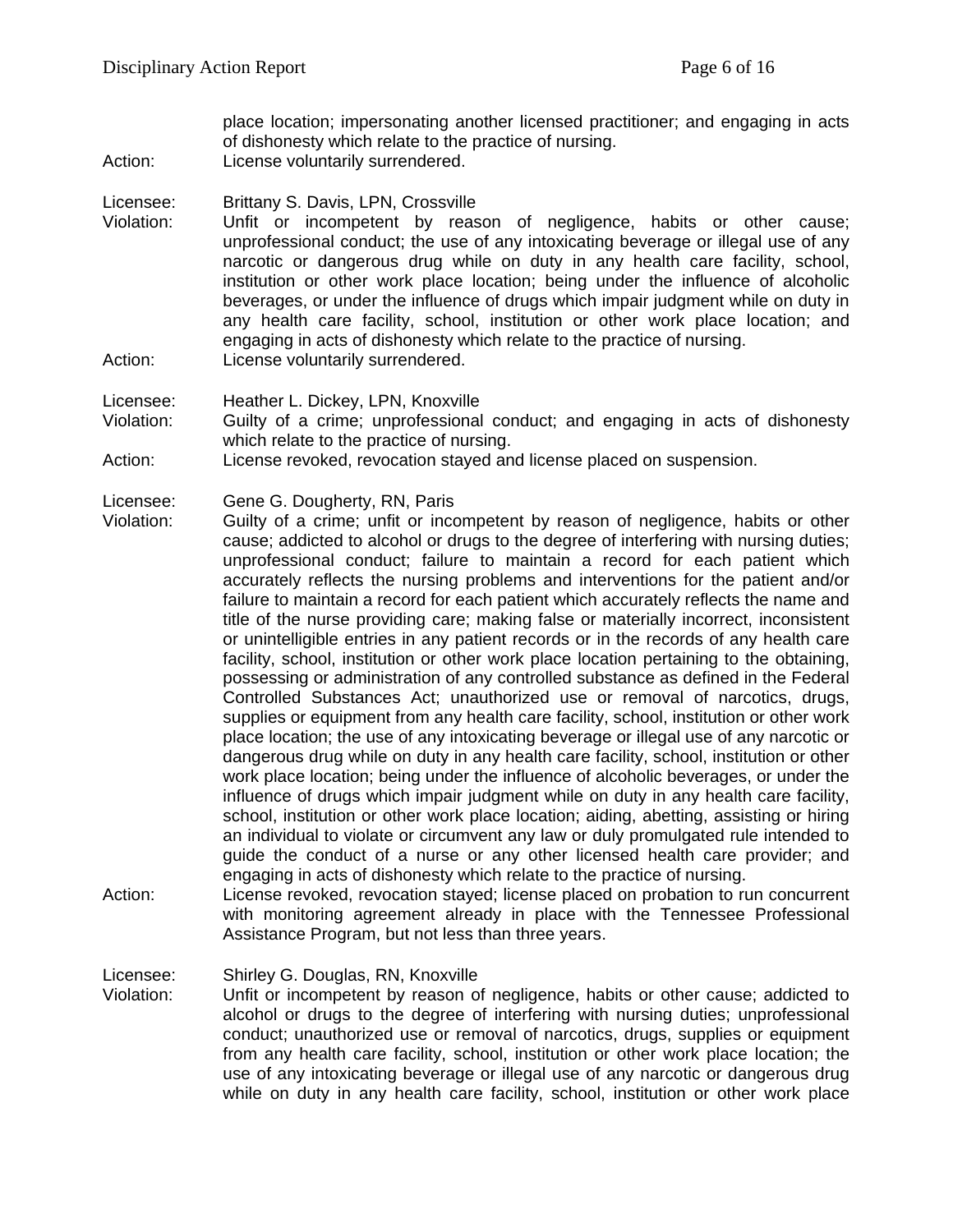place location; impersonating another licensed practitioner; and engaging in acts of dishonesty which relate to the practice of nursing.

Action: License voluntarily surrendered.

Licensee: Brittany S. Davis, LPN, Crossville

Violation: Unfit or incompetent by reason of negligence, habits or other cause; unprofessional conduct; the use of any intoxicating beverage or illegal use of any narcotic or dangerous drug while on duty in any health care facility, school, institution or other work place location; being under the influence of alcoholic beverages, or under the influence of drugs which impair judgment while on duty in any health care facility, school, institution or other work place location; and engaging in acts of dishonesty which relate to the practice of nursing.

Action: License voluntarily surrendered.

Licensee: Heather L. Dickey, LPN, Knoxville

Violation: Guilty of a crime; unprofessional conduct; and engaging in acts of dishonesty which relate to the practice of nursing.

Action: License revoked, revocation stayed and license placed on suspension.

Licensee: Gene G. Dougherty, RN, Paris

Violation: Guilty of a crime; unfit or incompetent by reason of negligence, habits or other cause; addicted to alcohol or drugs to the degree of interfering with nursing duties; unprofessional conduct; failure to maintain a record for each patient which accurately reflects the nursing problems and interventions for the patient and/or failure to maintain a record for each patient which accurately reflects the name and title of the nurse providing care; making false or materially incorrect, inconsistent or unintelligible entries in any patient records or in the records of any health care facility, school, institution or other work place location pertaining to the obtaining, possessing or administration of any controlled substance as defined in the Federal Controlled Substances Act; unauthorized use or removal of narcotics, drugs, supplies or equipment from any health care facility, school, institution or other work place location; the use of any intoxicating beverage or illegal use of any narcotic or dangerous drug while on duty in any health care facility, school, institution or other work place location; being under the influence of alcoholic beverages, or under the influence of drugs which impair judgment while on duty in any health care facility, school, institution or other work place location; aiding, abetting, assisting or hiring an individual to violate or circumvent any law or duly promulgated rule intended to guide the conduct of a nurse or any other licensed health care provider; and engaging in acts of dishonesty which relate to the practice of nursing.

Action: License revoked, revocation stayed; license placed on probation to run concurrent with monitoring agreement already in place with the Tennessee Professional Assistance Program, but not less than three years.

Licensee: Shirley G. Douglas, RN, Knoxville

Violation: Unfit or incompetent by reason of negligence, habits or other cause; addicted to alcohol or drugs to the degree of interfering with nursing duties; unprofessional conduct; unauthorized use or removal of narcotics, drugs, supplies or equipment from any health care facility, school, institution or other work place location; the use of any intoxicating beverage or illegal use of any narcotic or dangerous drug while on duty in any health care facility, school, institution or other work place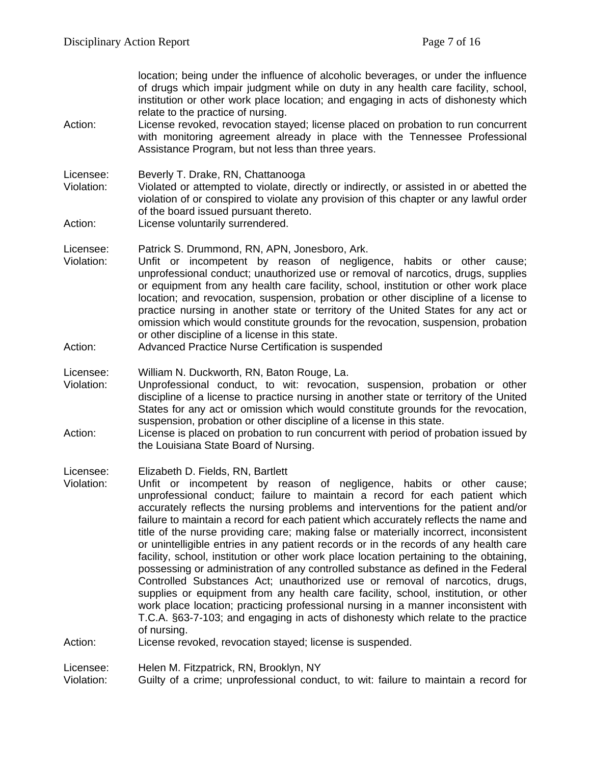location; being under the influence of alcoholic beverages, or under the influence of drugs which impair judgment while on duty in any health care facility, school, institution or other work place location; and engaging in acts of dishonesty which relate to the practice of nursing.

Action: License revoked, revocation stayed; license placed on probation to run concurrent with monitoring agreement already in place with the Tennessee Professional Assistance Program, but not less than three years.

Licensee: Beverly T. Drake, RN, Chattanooga

Violation: Violated or attempted to violate, directly or indirectly, or assisted in or abetted the violation of or conspired to violate any provision of this chapter or any lawful order of the board issued pursuant thereto.

Action: License voluntarily surrendered.

Licensee: Patrick S. Drummond, RN, APN, Jonesboro, Ark.

Violation: Unfit or incompetent by reason of negligence, habits or other cause; unprofessional conduct; unauthorized use or removal of narcotics, drugs, supplies or equipment from any health care facility, school, institution or other work place location; and revocation, suspension, probation or other discipline of a license to practice nursing in another state or territory of the United States for any act or omission which would constitute grounds for the revocation, suspension, probation or other discipline of a license in this state.

Action: Advanced Practice Nurse Certification is suspended

Licensee: William N. Duckworth, RN, Baton Rouge, La.

Violation: Unprofessional conduct, to wit: revocation, suspension, probation or other discipline of a license to practice nursing in another state or territory of the United States for any act or omission which would constitute grounds for the revocation, suspension, probation or other discipline of a license in this state.

Action: License is placed on probation to run concurrent with period of probation issued by the Louisiana State Board of Nursing.

Licensee: Elizabeth D. Fields, RN, Bartlett

Violation: Unfit or incompetent by reason of negligence, habits or other cause; unprofessional conduct; failure to maintain a record for each patient which accurately reflects the nursing problems and interventions for the patient and/or failure to maintain a record for each patient which accurately reflects the name and title of the nurse providing care; making false or materially incorrect, inconsistent or unintelligible entries in any patient records or in the records of any health care facility, school, institution or other work place location pertaining to the obtaining, possessing or administration of any controlled substance as defined in the Federal Controlled Substances Act; unauthorized use or removal of narcotics, drugs, supplies or equipment from any health care facility, school, institution, or other work place location; practicing professional nursing in a manner inconsistent with T.C.A. §63-7-103; and engaging in acts of dishonesty which relate to the practice of nursing.

Action: License revoked, revocation stayed; license is suspended.

Licensee: Helen M. Fitzpatrick, RN, Brooklyn, NY

Violation: Guilty of a crime; unprofessional conduct, to wit: failure to maintain a record for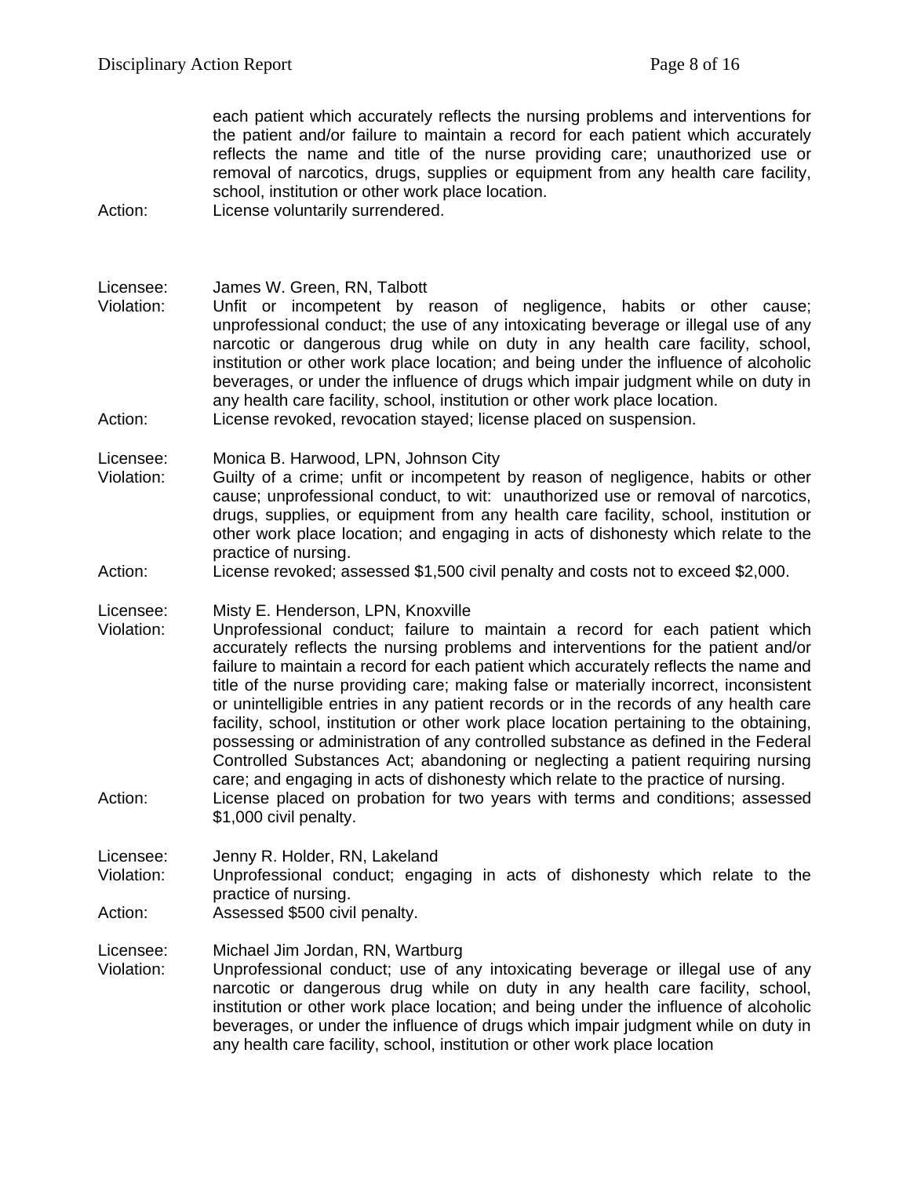each patient which accurately reflects the nursing problems and interventions for the patient and/or failure to maintain a record for each patient which accurately reflects the name and title of the nurse providing care; unauthorized use or removal of narcotics, drugs, supplies or equipment from any health care facility, school, institution or other work place location.

Action: License voluntarily surrendered.

Licensee: James W. Green, RN, Talbott

Violation: Unfit or incompetent by reason of negligence, habits or other cause; unprofessional conduct; the use of any intoxicating beverage or illegal use of any narcotic or dangerous drug while on duty in any health care facility, school, institution or other work place location; and being under the influence of alcoholic beverages, or under the influence of drugs which impair judgment while on duty in any health care facility, school, institution or other work place location.

Action: License revoked, revocation stayed; license placed on suspension.

Licensee: Monica B. Harwood, LPN, Johnson City

Violation: Guilty of a crime; unfit or incompetent by reason of negligence, habits or other cause; unprofessional conduct, to wit: unauthorized use or removal of narcotics, drugs, supplies, or equipment from any health care facility, school, institution or other work place location; and engaging in acts of dishonesty which relate to the practice of nursing.

Action: License revoked; assessed $1,500 civil penalty and costs not to exceed $2,000.

Licensee: Misty E. Henderson, LPN, Knoxville

Violation: Unprofessional conduct; failure to maintain a record for each patient which accurately reflects the nursing problems and interventions for the patient and/or failure to maintain a record for each patient which accurately reflects the name and title of the nurse providing care; making false or materially incorrect, inconsistent or unintelligible entries in any patient records or in the records of any health care facility, school, institution or other work place location pertaining to the obtaining, possessing or administration of any controlled substance as defined in the Federal Controlled Substances Act; abandoning or neglecting a patient requiring nursing care; and engaging in acts of dishonesty which relate to the practice of nursing.

Action: License placed on probation for two years with terms and conditions; assessed $1,000 civil penalty.

Licensee: Jenny R. Holder, RN, Lakeland

Violation: Unprofessional conduct; engaging in acts of dishonesty which relate to the practice of nursing.

Action: Assessed $500 civil penalty.

Licensee: Michael Jim Jordan, RN, Wartburg

Violation: Unprofessional conduct; use of any intoxicating beverage or illegal use of any narcotic or dangerous drug while on duty in any health care facility, school, institution or other work place location; and being under the influence of alcoholic beverages, or under the influence of drugs which impair judgment while on duty in any health care facility, school, institution or other work place location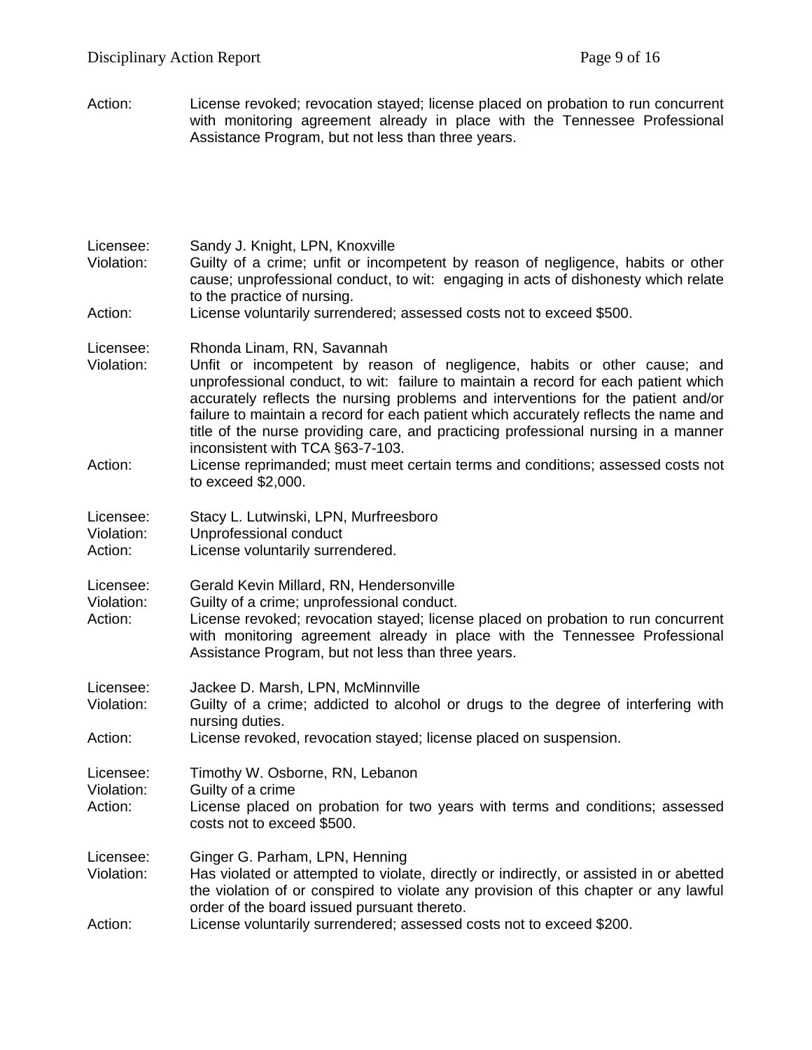Action: License revoked; revocation stayed; license placed on probation to run concurrent with monitoring agreement already in place with the Tennessee Professional Assistance Program, but not less than three years.

Licensee: Sandy J. Knight, LPN, Knoxville
Violation: Guilty of a crime; unfit or incompetent by reason of negligence, habits or other cause; unprofessional conduct, to wit: engaging in acts of dishonesty which relate to the practice of nursing.
Action: License voluntarily surrendered; assessed costs not to exceed $500.

Licensee: Rhonda Linam, RN, Savannah
Violation: Unfit or incompetent by reason of negligence, habits or other cause; and unprofessional conduct, to wit: failure to maintain a record for each patient which accurately reflects the nursing problems and interventions for the patient and/or failure to maintain a record for each patient which accurately reflects the name and title of the nurse providing care, and practicing professional nursing in a manner inconsistent with TCA §63-7-103.
Action: License reprimanded; must meet certain terms and conditions; assessed costs not to exceed $2,000.

Licensee: Stacy L. Lutwinski, LPN, Murfreesboro
Violation: Unprofessional conduct
Action: License voluntarily surrendered.

Licensee: Gerald Kevin Millard, RN, Hendersonville
Violation: Guilty of a crime; unprofessional conduct.
Action: License revoked; revocation stayed; license placed on probation to run concurrent with monitoring agreement already in place with the Tennessee Professional Assistance Program, but not less than three years.

Licensee: Jackee D. Marsh, LPN, McMinnville
Violation: Guilty of a crime; addicted to alcohol or drugs to the degree of interfering with nursing duties.
Action: License revoked, revocation stayed; license placed on suspension.

Licensee: Timothy W. Osborne, RN, Lebanon
Violation: Guilty of a crime
Action: License placed on probation for two years with terms and conditions; assessed costs not to exceed $500.

Licensee: Ginger G. Parham, LPN, Henning
Violation: Has violated or attempted to violate, directly or indirectly, or assisted in or abetted the violation of or conspired to violate any provision of this chapter or any lawful order of the board issued pursuant thereto.
Action: License voluntarily surrendered; assessed costs not to exceed $200.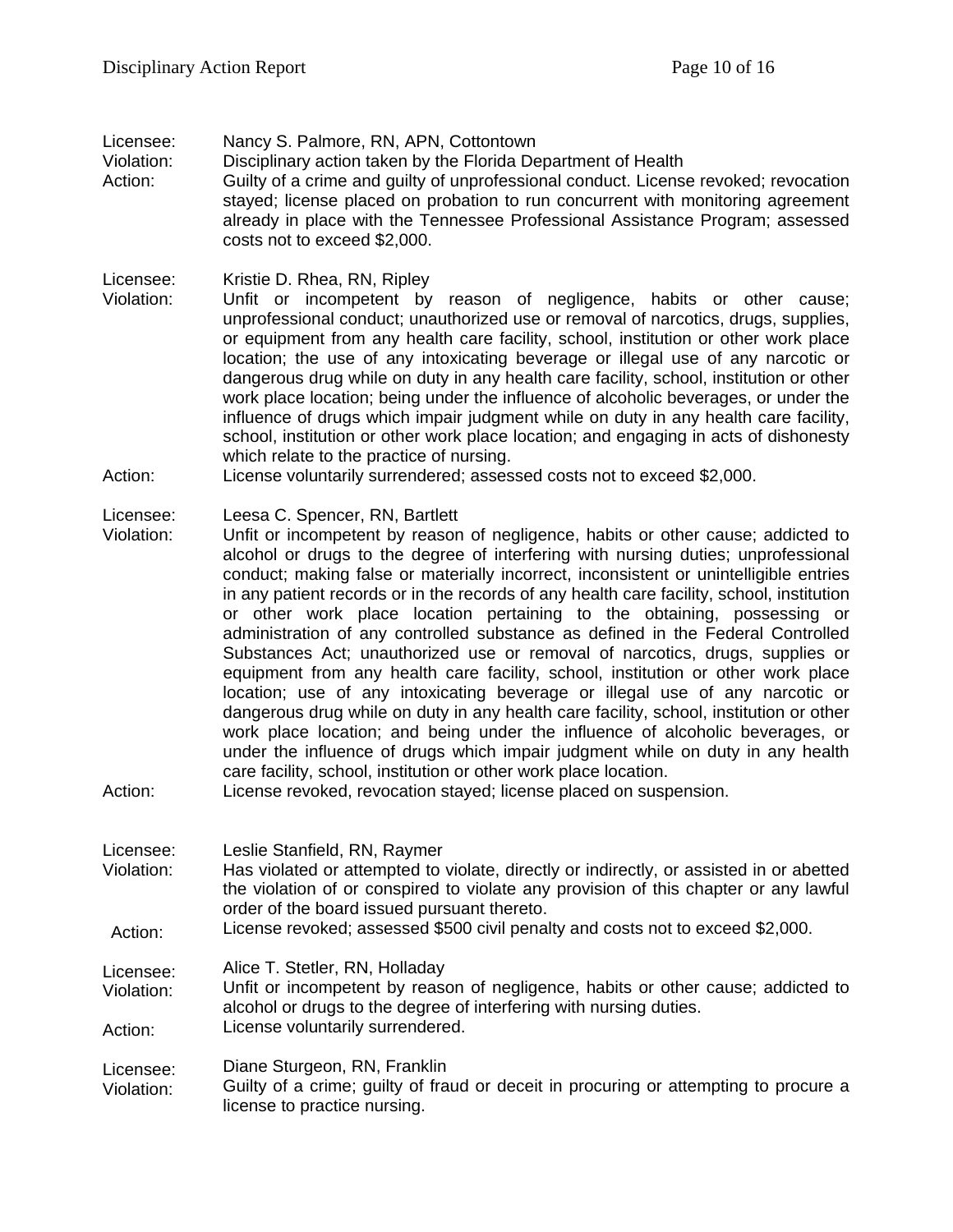Licensee: Nancy S. Palmore, RN, APN, Cottontown
Violation: Disciplinary action taken by the Florida Department of Health
Action: Guilty of a crime and guilty of unprofessional conduct. License revoked; revocation stayed; license placed on probation to run concurrent with monitoring agreement already in place with the Tennessee Professional Assistance Program; assessed costs not to exceed $2,000.

Licensee: Kristie D. Rhea, RN, Ripley
Violation: Unfit or incompetent by reason of negligence, habits or other cause; unprofessional conduct; unauthorized use or removal of narcotics, drugs, supplies, or equipment from any health care facility, school, institution or other work place location; the use of any intoxicating beverage or illegal use of any narcotic or dangerous drug while on duty in any health care facility, school, institution or other work place location; being under the influence of alcoholic beverages, or under the influence of drugs which impair judgment while on duty in any health care facility, school, institution or other work place location; and engaging in acts of dishonesty which relate to the practice of nursing.
Action: License voluntarily surrendered; assessed costs not to exceed $2,000.

Licensee: Leesa C. Spencer, RN, Bartlett
Violation: Unfit or incompetent by reason of negligence, habits or other cause; addicted to alcohol or drugs to the degree of interfering with nursing duties; unprofessional conduct; making false or materially incorrect, inconsistent or unintelligible entries in any patient records or in the records of any health care facility, school, institution or other work place location pertaining to the obtaining, possessing or administration of any controlled substance as defined in the Federal Controlled Substances Act; unauthorized use or removal of narcotics, drugs, supplies or equipment from any health care facility, school, institution or other work place location; use of any intoxicating beverage or illegal use of any narcotic or dangerous drug while on duty in any health care facility, school, institution or other work place location; and being under the influence of alcoholic beverages, or under the influence of drugs which impair judgment while on duty in any health care facility, school, institution or other work place location.
Action: License revoked, revocation stayed; license placed on suspension.

Licensee: Leslie Stanfield, RN, Raymer
Violation: Has violated or attempted to violate, directly or indirectly, or assisted in or abetted the violation of or conspired to violate any provision of this chapter or any lawful order of the board issued pursuant thereto.
Action: License revoked; assessed $500 civil penalty and costs not to exceed $2,000.

Licensee: Alice T. Stetler, RN, Holladay
Violation: Unfit or incompetent by reason of negligence, habits or other cause; addicted to alcohol or drugs to the degree of interfering with nursing duties.
Action: License voluntarily surrendered.

Licensee: Diane Sturgeon, RN, Franklin
Violation: Guilty of a crime; guilty of fraud or deceit in procuring or attempting to procure a license to practice nursing.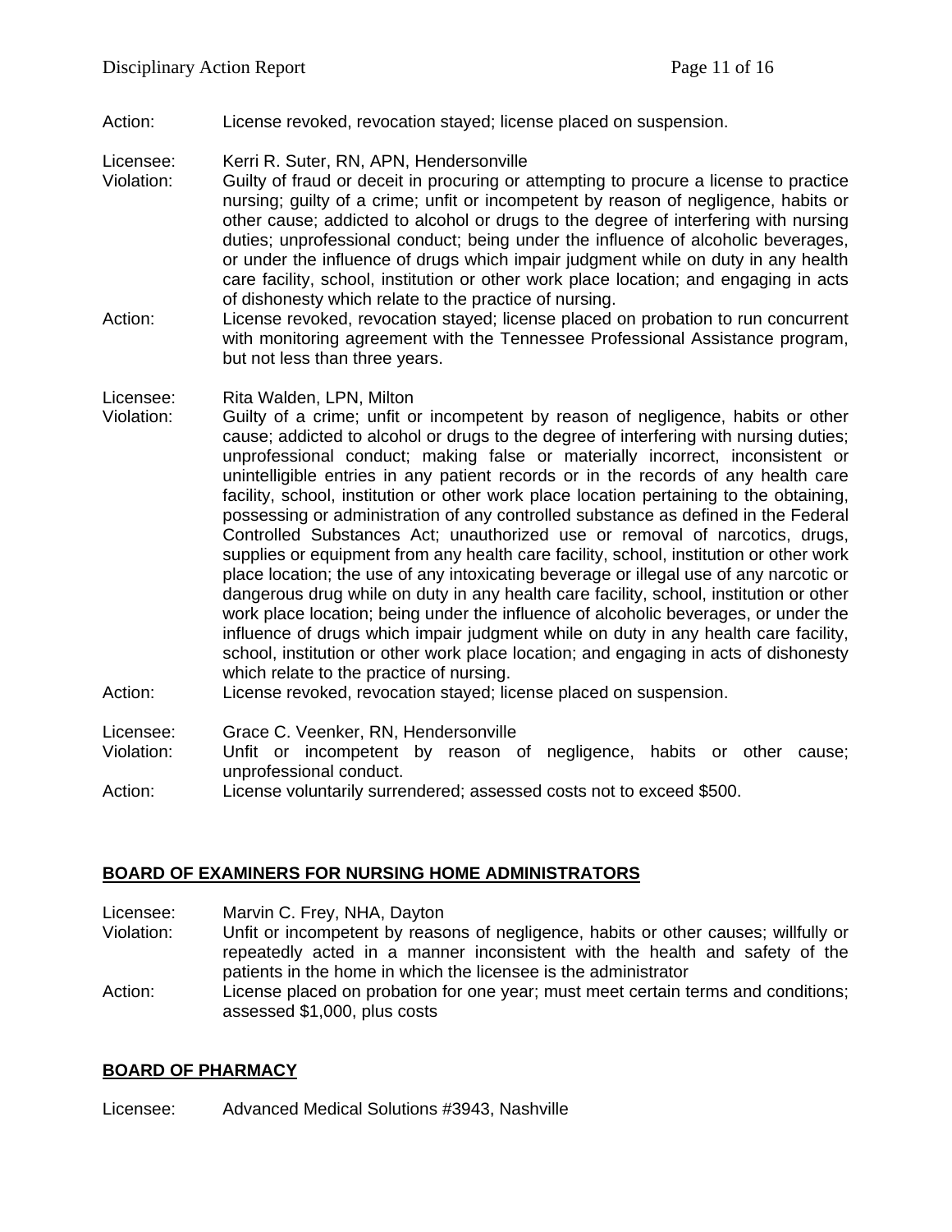Action: License revoked, revocation stayed; license placed on suspension.

Licensee: Kerri R. Suter, RN, APN, Hendersonville
Violation: Guilty of fraud or deceit in procuring or attempting to procure a license to practice nursing; guilty of a crime; unfit or incompetent by reason of negligence, habits or other cause; addicted to alcohol or drugs to the degree of interfering with nursing duties; unprofessional conduct; being under the influence of alcoholic beverages, or under the influence of drugs which impair judgment while on duty in any health care facility, school, institution or other work place location; and engaging in acts of dishonesty which relate to the practice of nursing.
Action: License revoked, revocation stayed; license placed on probation to run concurrent with monitoring agreement with the Tennessee Professional Assistance program, but not less than three years.

Licensee: Rita Walden, LPN, Milton
Violation: Guilty of a crime; unfit or incompetent by reason of negligence, habits or other cause; addicted to alcohol or drugs to the degree of interfering with nursing duties; unprofessional conduct; making false or materially incorrect, inconsistent or unintelligible entries in any patient records or in the records of any health care facility, school, institution or other work place location pertaining to the obtaining, possessing or administration of any controlled substance as defined in the Federal Controlled Substances Act; unauthorized use or removal of narcotics, drugs, supplies or equipment from any health care facility, school, institution or other work place location; the use of any intoxicating beverage or illegal use of any narcotic or dangerous drug while on duty in any health care facility, school, institution or other work place location; being under the influence of alcoholic beverages, or under the influence of drugs which impair judgment while on duty in any health care facility, school, institution or other work place location; and engaging in acts of dishonesty which relate to the practice of nursing.
Action: License revoked, revocation stayed; license placed on suspension.

Licensee: Grace C. Veenker, RN, Hendersonville
Violation: Unfit or incompetent by reason of negligence, habits or other cause; unprofessional conduct.
Action: License voluntarily surrendered; assessed costs not to exceed $500.

## BOARD OF EXAMINERS FOR NURSING HOME ADMINISTRATORS

Licensee: Marvin C. Frey, NHA, Dayton
Violation: Unfit or incompetent by reasons of negligence, habits or other causes; willfully or repeatedly acted in a manner inconsistent with the health and safety of the patients in the home in which the licensee is the administrator
Action: License placed on probation for one year; must meet certain terms and conditions; assessed $1,000, plus costs

## BOARD OF PHARMACY

Licensee: Advanced Medical Solutions #3943, Nashville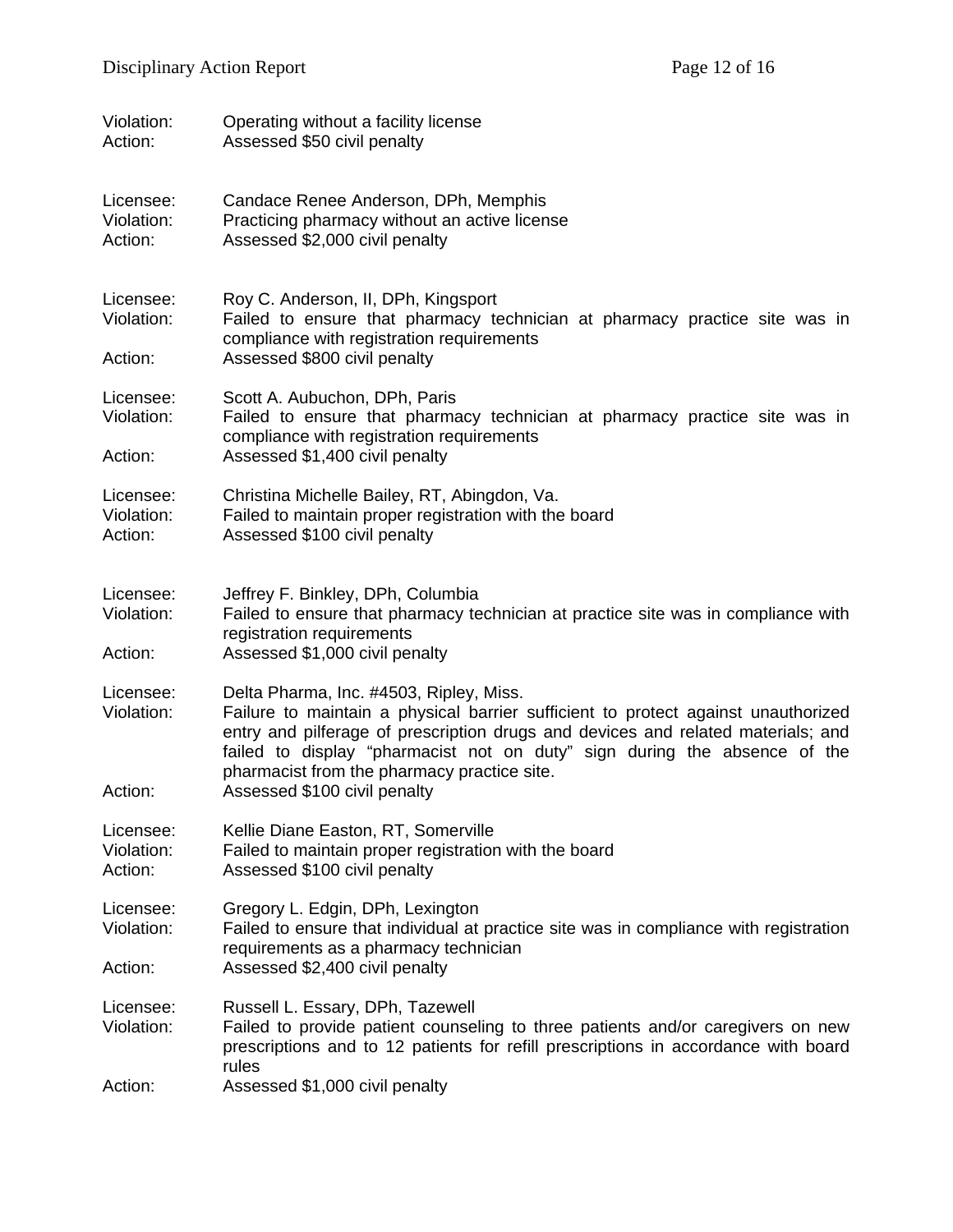Violation: Operating without a facility license
Action: Assessed $50 civil penalty

Licensee: Candace Renee Anderson, DPh, Memphis
Violation: Practicing pharmacy without an active license
Action: Assessed $2,000 civil penalty

Licensee: Roy C. Anderson, II, DPh, Kingsport
Violation: Failed to ensure that pharmacy technician at pharmacy practice site was in compliance with registration requirements
Action: Assessed $800 civil penalty

Licensee: Scott A. Aubuchon, DPh, Paris
Violation: Failed to ensure that pharmacy technician at pharmacy practice site was in compliance with registration requirements
Action: Assessed $1,400 civil penalty

Licensee: Christina Michelle Bailey, RT, Abingdon, Va.
Violation: Failed to maintain proper registration with the board
Action: Assessed $100 civil penalty

Licensee: Jeffrey F. Binkley, DPh, Columbia
Violation: Failed to ensure that pharmacy technician at practice site was in compliance with registration requirements
Action: Assessed $1,000 civil penalty

Licensee: Delta Pharma, Inc. #4503, Ripley, Miss.
Violation: Failure to maintain a physical barrier sufficient to protect against unauthorized entry and pilferage of prescription drugs and devices and related materials; and failed to display "pharmacist not on duty" sign during the absence of the pharmacist from the pharmacy practice site.
Action: Assessed $100 civil penalty

Licensee: Kellie Diane Easton, RT, Somerville
Violation: Failed to maintain proper registration with the board
Action: Assessed $100 civil penalty

Licensee: Gregory L. Edgin, DPh, Lexington
Violation: Failed to ensure that individual at practice site was in compliance with registration requirements as a pharmacy technician
Action: Assessed $2,400 civil penalty

Licensee: Russell L. Essary, DPh, Tazewell
Violation: Failed to provide patient counseling to three patients and/or caregivers on new prescriptions and to 12 patients for refill prescriptions in accordance with board rules
Action: Assessed $1,000 civil penalty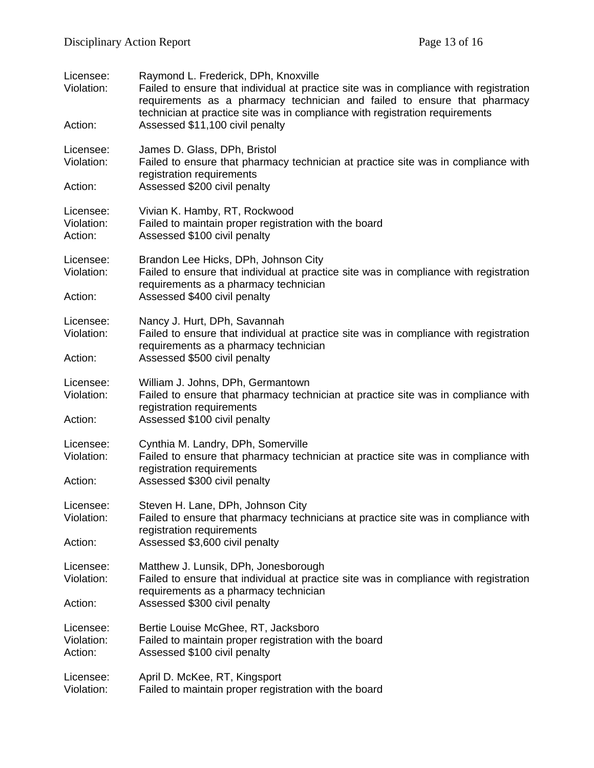Licensee: Raymond L. Frederick, DPh, Knoxville
Violation: Failed to ensure that individual at practice site was in compliance with registration requirements as a pharmacy technician and failed to ensure that pharmacy technician at practice site was in compliance with registration requirements
Action: Assessed $11,100 civil penalty

Licensee: James D. Glass, DPh, Bristol
Violation: Failed to ensure that pharmacy technician at practice site was in compliance with registration requirements
Action: Assessed $200 civil penalty

Licensee: Vivian K. Hamby, RT, Rockwood
Violation: Failed to maintain proper registration with the board
Action: Assessed $100 civil penalty

Licensee: Brandon Lee Hicks, DPh, Johnson City
Violation: Failed to ensure that individual at practice site was in compliance with registration requirements as a pharmacy technician
Action: Assessed $400 civil penalty

Licensee: Nancy J. Hurt, DPh, Savannah
Violation: Failed to ensure that individual at practice site was in compliance with registration requirements as a pharmacy technician
Action: Assessed $500 civil penalty

Licensee: William J. Johns, DPh, Germantown
Violation: Failed to ensure that pharmacy technician at practice site was in compliance with registration requirements
Action: Assessed $100 civil penalty

Licensee: Cynthia M. Landry, DPh, Somerville
Violation: Failed to ensure that pharmacy technician at practice site was in compliance with registration requirements
Action: Assessed $300 civil penalty

Licensee: Steven H. Lane, DPh, Johnson City
Violation: Failed to ensure that pharmacy technicians at practice site was in compliance with registration requirements
Action: Assessed $3,600 civil penalty

Licensee: Matthew J. Lunsik, DPh, Jonesborough
Violation: Failed to ensure that individual at practice site was in compliance with registration requirements as a pharmacy technician
Action: Assessed $300 civil penalty

Licensee: Bertie Louise McGhee, RT, Jacksboro
Violation: Failed to maintain proper registration with the board
Action: Assessed $100 civil penalty

Licensee: April D. McKee, RT, Kingsport
Violation: Failed to maintain proper registration with the board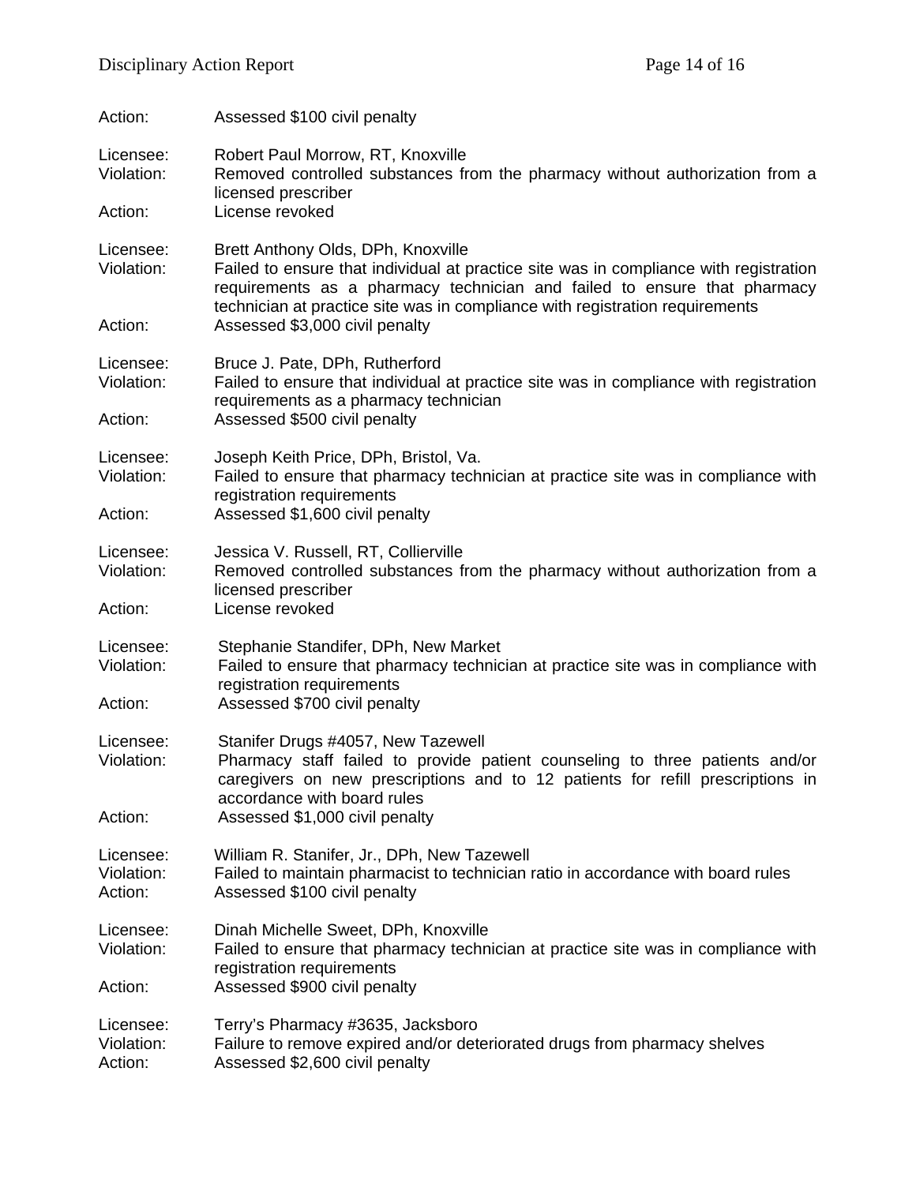Action: Assessed $100 civil penalty

Licensee: Robert Paul Morrow, RT, Knoxville
Violation: Removed controlled substances from the pharmacy without authorization from a licensed prescriber
Action: License revoked

Licensee: Brett Anthony Olds, DPh, Knoxville
Violation: Failed to ensure that individual at practice site was in compliance with registration requirements as a pharmacy technician and failed to ensure that pharmacy technician at practice site was in compliance with registration requirements
Action: Assessed $3,000 civil penalty

Licensee: Bruce J. Pate, DPh, Rutherford
Violation: Failed to ensure that individual at practice site was in compliance with registration requirements as a pharmacy technician
Action: Assessed $500 civil penalty

Licensee: Joseph Keith Price, DPh, Bristol, Va.
Violation: Failed to ensure that pharmacy technician at practice site was in compliance with registration requirements
Action: Assessed $1,600 civil penalty

Licensee: Jessica V. Russell, RT, Collierville
Violation: Removed controlled substances from the pharmacy without authorization from a licensed prescriber
Action: License revoked

Licensee: Stephanie Standifer, DPh, New Market
Violation: Failed to ensure that pharmacy technician at practice site was in compliance with registration requirements
Action: Assessed $700 civil penalty

Licensee: Stanifer Drugs #4057, New Tazewell
Violation: Pharmacy staff failed to provide patient counseling to three patients and/or caregivers on new prescriptions and to 12 patients for refill prescriptions in accordance with board rules
Action: Assessed $1,000 civil penalty

Licensee: William R. Stanifer, Jr., DPh, New Tazewell
Violation: Failed to maintain pharmacist to technician ratio in accordance with board rules
Action: Assessed $100 civil penalty

Licensee: Dinah Michelle Sweet, DPh, Knoxville
Violation: Failed to ensure that pharmacy technician at practice site was in compliance with registration requirements
Action: Assessed $900 civil penalty

Licensee: Terry's Pharmacy #3635, Jacksboro
Violation: Failure to remove expired and/or deteriorated drugs from pharmacy shelves
Action: Assessed $2,600 civil penalty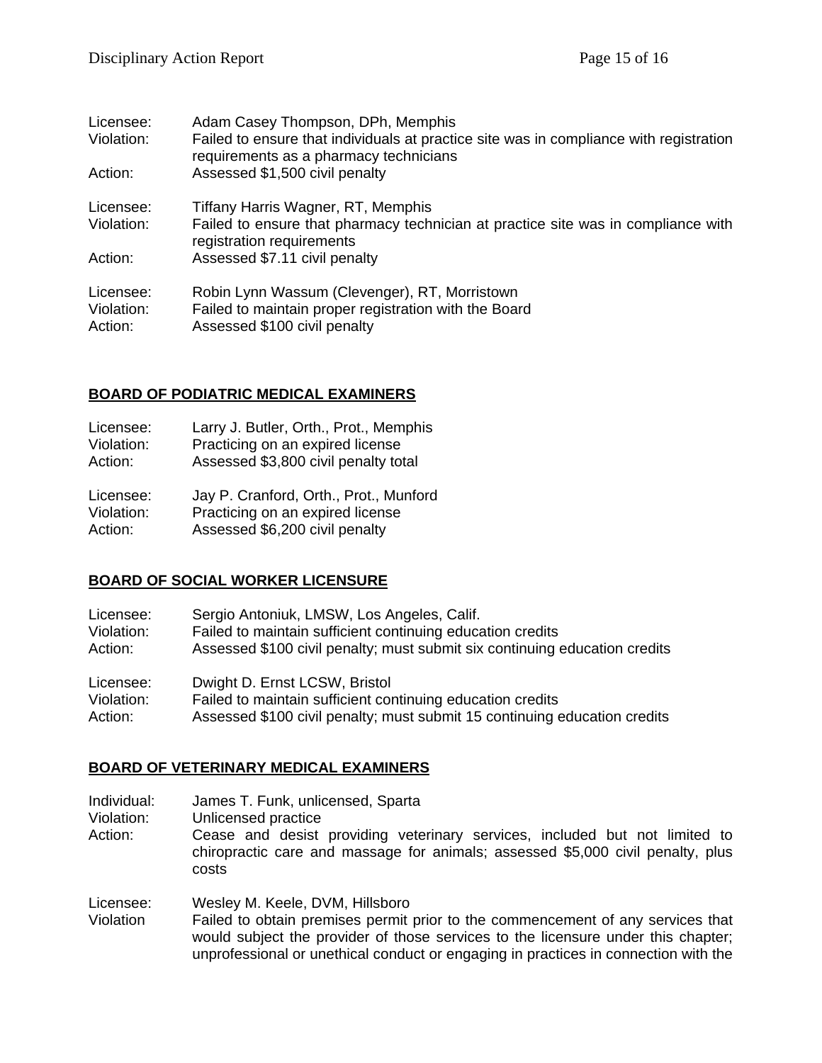Licensee: Adam Casey Thompson, DPh, Memphis
Violation: Failed to ensure that individuals at practice site was in compliance with registration requirements as a pharmacy technicians
Action: Assessed $1,500 civil penalty

Licensee: Tiffany Harris Wagner, RT, Memphis
Violation: Failed to ensure that pharmacy technician at practice site was in compliance with registration requirements
Action: Assessed $7.11 civil penalty

Licensee: Robin Lynn Wassum (Clevenger), RT, Morristown
Violation: Failed to maintain proper registration with the Board
Action: Assessed $100 civil penalty

## BOARD OF PODIATRIC MEDICAL EXAMINERS

Licensee: Larry J. Butler, Orth., Prot., Memphis
Violation: Practicing on an expired license
Action: Assessed $3,800 civil penalty total

Licensee: Jay P. Cranford, Orth., Prot., Munford
Violation: Practicing on an expired license
Action: Assessed $6,200 civil penalty

## BOARD OF SOCIAL WORKER LICENSURE

Licensee: Sergio Antoniuk, LMSW, Los Angeles, Calif.
Violation: Failed to maintain sufficient continuing education credits
Action: Assessed $100 civil penalty; must submit six continuing education credits

Licensee: Dwight D. Ernst LCSW, Bristol
Violation: Failed to maintain sufficient continuing education credits
Action: Assessed $100 civil penalty; must submit 15 continuing education credits

## BOARD OF VETERINARY MEDICAL EXAMINERS

Individual: James T. Funk, unlicensed, Sparta
Violation: Unlicensed practice
Action: Cease and desist providing veterinary services, included but not limited to chiropractic care and massage for animals; assessed $5,000 civil penalty, plus costs

Licensee: Wesley M. Keele, DVM, Hillsboro
Violation Failed to obtain premises permit prior to the commencement of any services that would subject the provider of those services to the licensure under this chapter; unprofessional or unethical conduct or engaging in practices in connection with the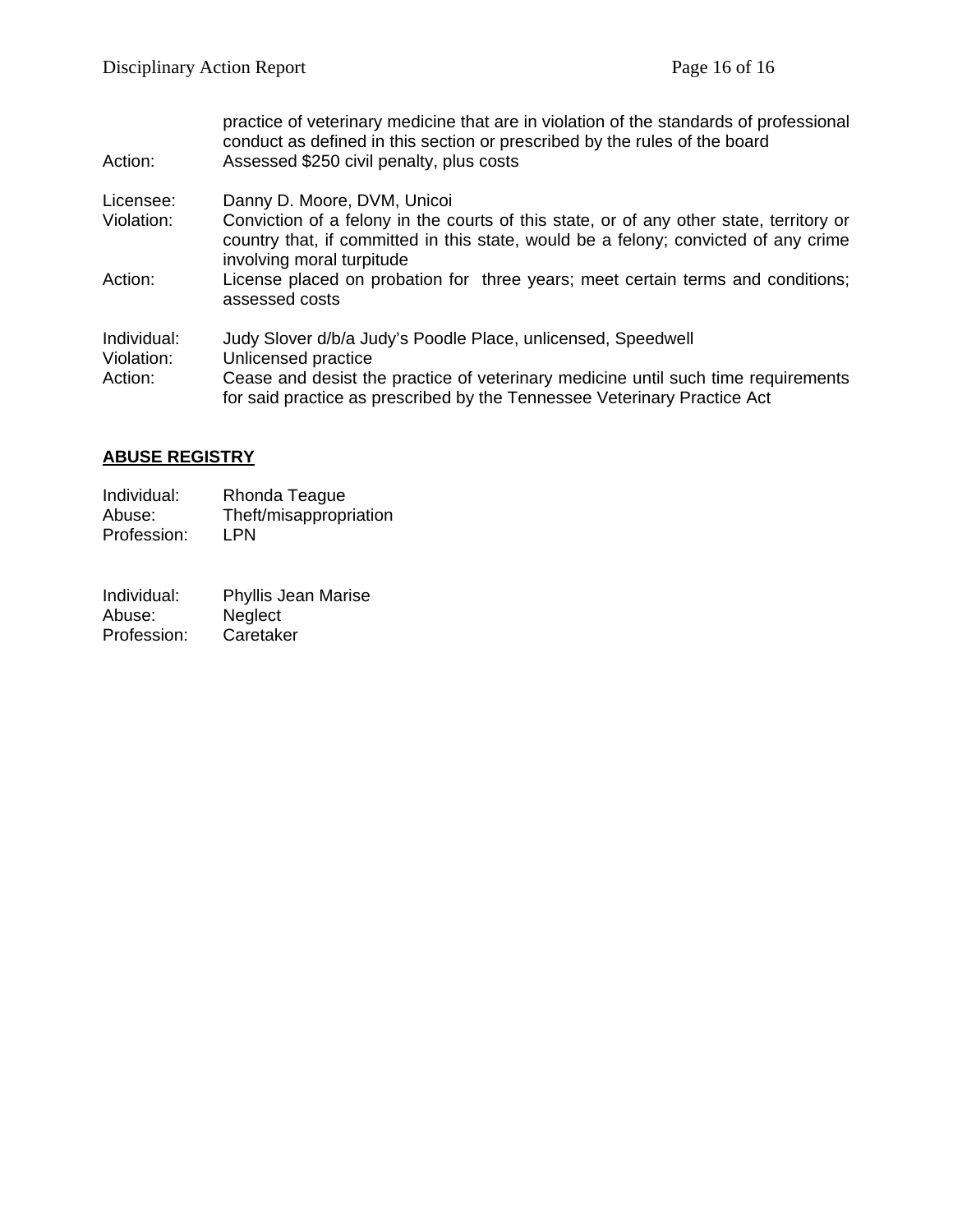| | |
|---|---|
| | practice of veterinary medicine that are in violation of the standards of professional conduct as defined in this section or prescribed by the rules of the board |
| Action: | Assessed $250 civil penalty, plus costs |

| | |
|---|---|
| Licensee: | Danny D. Moore, DVM, Unicoi |
| Violation: | Conviction of a felony in the courts of this state, or of any other state, territory or country that, if committed in this state, would be a felony; convicted of any crime involving moral turpitude |
| Action: | License placed on probation for three years; meet certain terms and conditions; assessed costs |

| | |
|---|---|
| Individual: | Judy Slover d/b/a Judy's Poodle Place, unlicensed, Speedwell |
| Violation: | Unlicensed practice |
| Action: | Cease and desist the practice of veterinary medicine until such time requirements for said practice as prescribed by the Tennessee Veterinary Practice Act |

## ABUSE REGISTRY

| | |
|---|---|
| Individual: | Rhonda Teague |
| Abuse: | Theft/misappropriation |
| Profession: | LPN |

| | |
|---|---|
| Individual: | Phyllis Jean Marise |
| Abuse: | Neglect |
| Profession: | Caretaker |